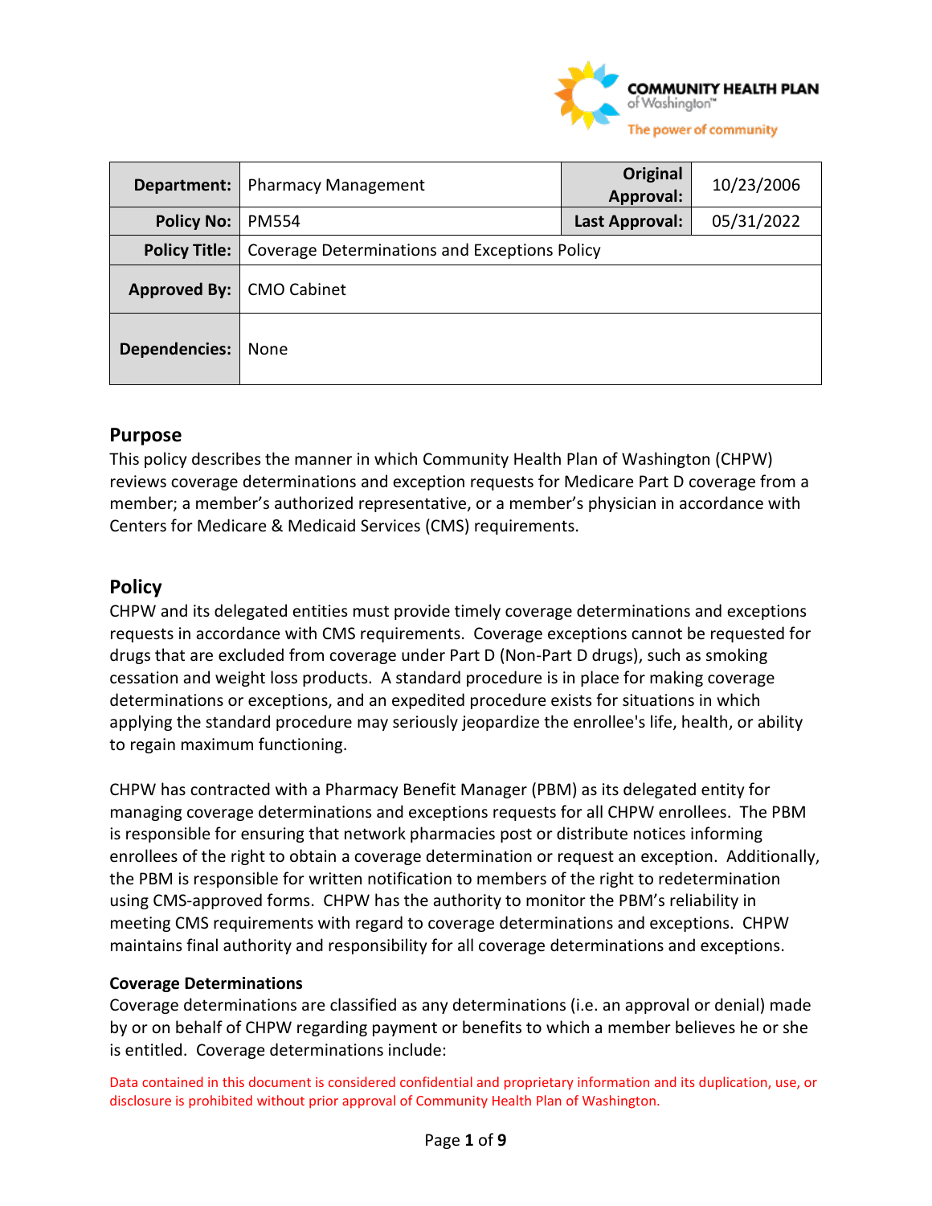| Department: | Pharmacy Management | Original Approval: | 10/23/2006 |
|---|---|---|---|
| Policy No: | PM554 | Last Approval: | 05/31/2022 |
| Policy Title: | Coverage Determinations and Exceptions Policy | | |
| Approved By: | CMO Cabinet | | |
| Dependencies: | None | | |

## Purpose

This policy describes the manner in which Community Health Plan of Washington (CHPW) reviews coverage determinations and exception requests for Medicare Part D coverage from a member; a member's authorized representative, or a member's physician in accordance with Centers for Medicare & Medicaid Services (CMS) requirements.

## Policy

CHPW and its delegated entities must provide timely coverage determinations and exceptions requests in accordance with CMS requirements. Coverage exceptions cannot be requested for drugs that are excluded from coverage under Part D (Non-Part D drugs), such as smoking cessation and weight loss products. A standard procedure is in place for making coverage determinations or exceptions, and an expedited procedure exists for situations in which applying the standard procedure may seriously jeopardize the enrollee's life, health, or ability to regain maximum functioning.

CHPW has contracted with a Pharmacy Benefit Manager (PBM) as its delegated entity for managing coverage determinations and exceptions requests for all CHPW enrollees. The PBM is responsible for ensuring that network pharmacies post or distribute notices informing enrollees of the right to obtain a coverage determination or request an exception. Additionally, the PBM is responsible for written notification to members of the right to redetermination using CMS-approved forms. CHPW has the authority to monitor the PBM's reliability in meeting CMS requirements with regard to coverage determinations and exceptions. CHPW maintains final authority and responsibility for all coverage determinations and exceptions.

**Coverage Determinations**

Coverage determinations are classified as any determinations (i.e. an approval or denial) made by or on behalf of CHPW regarding payment or benefits to which a member believes he or she is entitled. Coverage determinations include:

Data contained in this document is considered confidential and proprietary information and its duplication, use, or disclosure is prohibited without prior approval of Community Health Plan of Washington.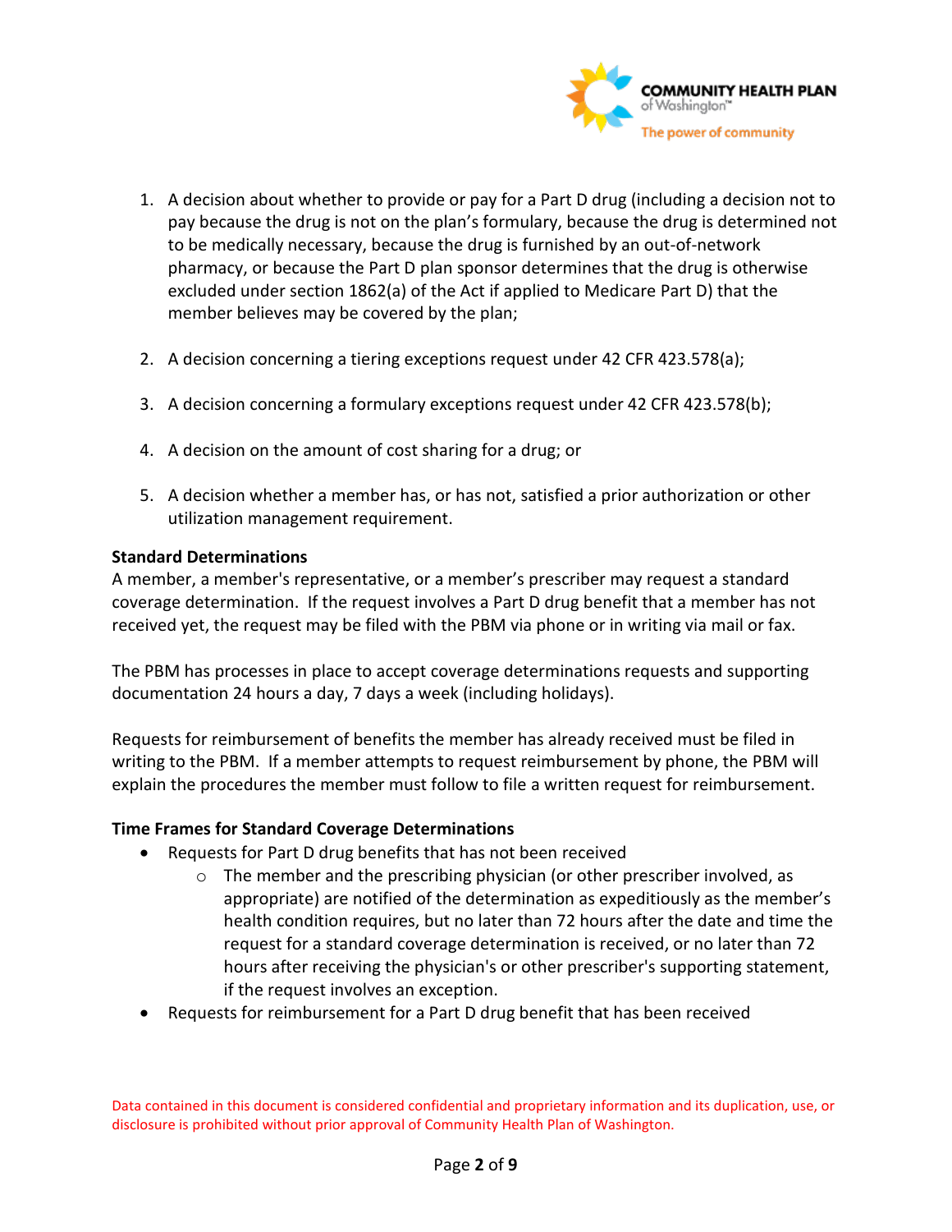1. A decision about whether to provide or pay for a Part D drug (including a decision not to pay because the drug is not on the plan's formulary, because the drug is determined not to be medically necessary, because the drug is furnished by an out-of-network pharmacy, or because the Part D plan sponsor determines that the drug is otherwise excluded under section 1862(a) of the Act if applied to Medicare Part D) that the member believes may be covered by the plan;

2. A decision concerning a tiering exceptions request under 42 CFR 423.578(a);

3. A decision concerning a formulary exceptions request under 42 CFR 423.578(b);

4. A decision on the amount of cost sharing for a drug; or

5. A decision whether a member has, or has not, satisfied a prior authorization or other utilization management requirement.

**Standard Determinations**

A member, a member's representative, or a member's prescriber may request a standard coverage determination. If the request involves a Part D drug benefit that a member has not received yet, the request may be filed with the PBM via phone or in writing via mail or fax.

The PBM has processes in place to accept coverage determinations requests and supporting documentation 24 hours a day, 7 days a week (including holidays).

Requests for reimbursement of benefits the member has already received must be filed in writing to the PBM. If a member attempts to request reimbursement by phone, the PBM will explain the procedures the member must follow to file a written request for reimbursement.

**Time Frames for Standard Coverage Determinations**

- Requests for Part D drug benefits that has not been received
  - The member and the prescribing physician (or other prescriber involved, as appropriate) are notified of the determination as expeditiously as the member's health condition requires, but no later than 72 hours after the date and time the request for a standard coverage determination is received, or no later than 72 hours after receiving the physician's or other prescriber's supporting statement, if the request involves an exception.
- Requests for reimbursement for a Part D drug benefit that has been received

Data contained in this document is considered confidential and proprietary information and its duplication, use, or disclosure is prohibited without prior approval of Community Health Plan of Washington.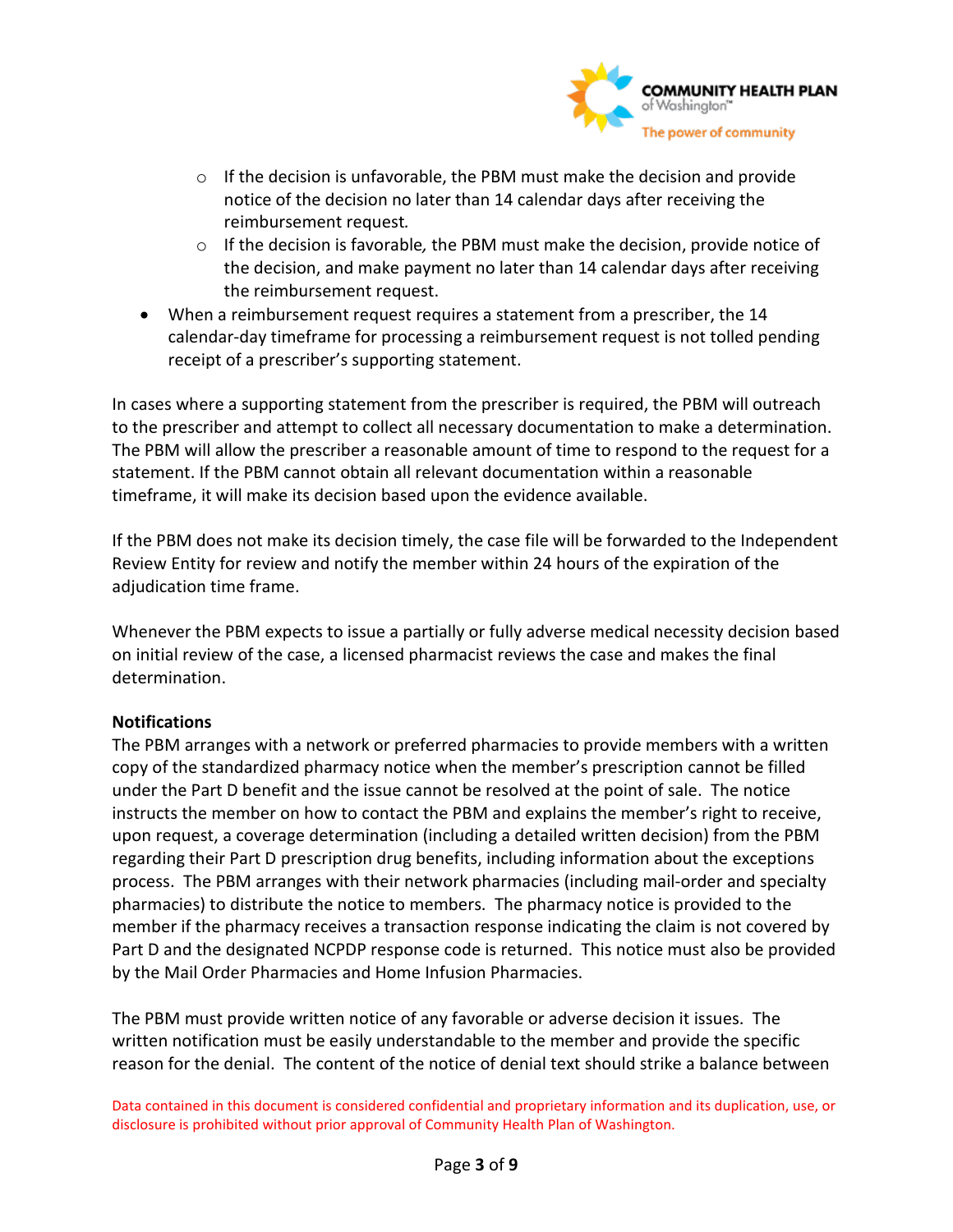- If the decision is unfavorable, the PBM must make the decision and provide notice of the decision no later than 14 calendar days after receiving the reimbursement request.
   - If the decision is favorable, the PBM must make the decision, provide notice of the decision, and make payment no later than 14 calendar days after receiving the reimbursement request.
- When a reimbursement request requires a statement from a prescriber, the 14 calendar-day timeframe for processing a reimbursement request is not tolled pending receipt of a prescriber's supporting statement.

In cases where a supporting statement from the prescriber is required, the PBM will outreach to the prescriber and attempt to collect all necessary documentation to make a determination. The PBM will allow the prescriber a reasonable amount of time to respond to the request for a statement. If the PBM cannot obtain all relevant documentation within a reasonable timeframe, it will make its decision based upon the evidence available.

If the PBM does not make its decision timely, the case file will be forwarded to the Independent Review Entity for review and notify the member within 24 hours of the expiration of the adjudication time frame.

Whenever the PBM expects to issue a partially or fully adverse medical necessity decision based on initial review of the case, a licensed pharmacist reviews the case and makes the final determination.

**Notifications**

The PBM arranges with a network or preferred pharmacies to provide members with a written copy of the standardized pharmacy notice when the member's prescription cannot be filled under the Part D benefit and the issue cannot be resolved at the point of sale. The notice instructs the member on how to contact the PBM and explains the member's right to receive, upon request, a coverage determination (including a detailed written decision) from the PBM regarding their Part D prescription drug benefits, including information about the exceptions process. The PBM arranges with their network pharmacies (including mail-order and specialty pharmacies) to distribute the notice to members. The pharmacy notice is provided to the member if the pharmacy receives a transaction response indicating the claim is not covered by Part D and the designated NCPDP response code is returned. This notice must also be provided by the Mail Order Pharmacies and Home Infusion Pharmacies.

The PBM must provide written notice of any favorable or adverse decision it issues. The written notification must be easily understandable to the member and provide the specific reason for the denial. The content of the notice of denial text should strike a balance between

Data contained in this document is considered confidential and proprietary information and its duplication, use, or disclosure is prohibited without prior approval of Community Health Plan of Washington.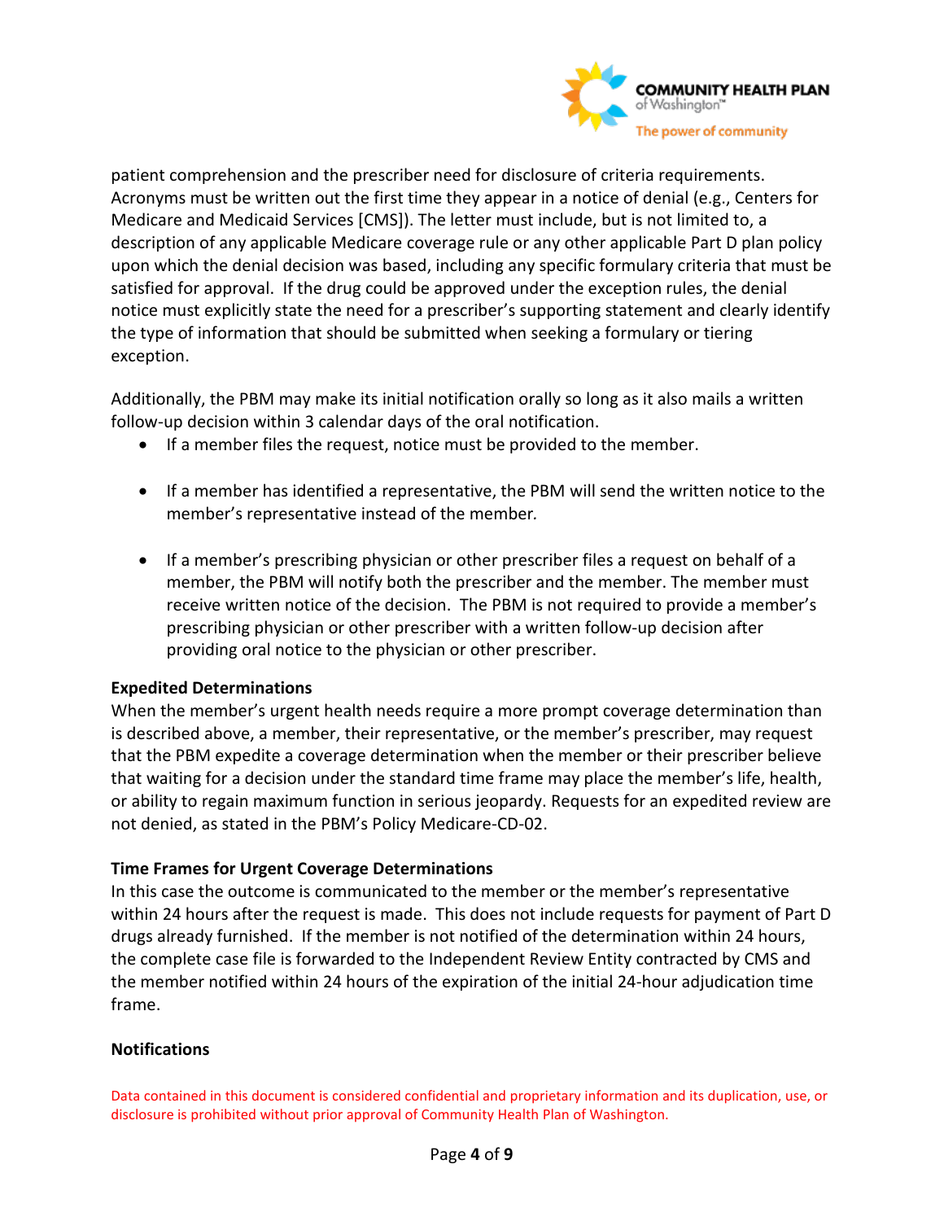patient comprehension and the prescriber need for disclosure of criteria requirements. Acronyms must be written out the first time they appear in a notice of denial (e.g., Centers for Medicare and Medicaid Services [CMS]). The letter must include, but is not limited to, a description of any applicable Medicare coverage rule or any other applicable Part D plan policy upon which the denial decision was based, including any specific formulary criteria that must be satisfied for approval. If the drug could be approved under the exception rules, the denial notice must explicitly state the need for a prescriber's supporting statement and clearly identify the type of information that should be submitted when seeking a formulary or tiering exception.

Additionally, the PBM may make its initial notification orally so long as it also mails a written follow-up decision within 3 calendar days of the oral notification.

- If a member files the request, notice must be provided to the member.
- If a member has identified a representative, the PBM will send the written notice to the member's representative instead of the member.
- If a member's prescribing physician or other prescriber files a request on behalf of a member, the PBM will notify both the prescriber and the member. The member must receive written notice of the decision. The PBM is not required to provide a member's prescribing physician or other prescriber with a written follow-up decision after providing oral notice to the physician or other prescriber.

**Expedited Determinations**

When the member's urgent health needs require a more prompt coverage determination than is described above, a member, their representative, or the member's prescriber, may request that the PBM expedite a coverage determination when the member or their prescriber believe that waiting for a decision under the standard time frame may place the member's life, health, or ability to regain maximum function in serious jeopardy. Requests for an expedited review are not denied, as stated in the PBM's Policy Medicare-CD-02.

**Time Frames for Urgent Coverage Determinations**

In this case the outcome is communicated to the member or the member's representative within 24 hours after the request is made. This does not include requests for payment of Part D drugs already furnished. If the member is not notified of the determination within 24 hours, the complete case file is forwarded to the Independent Review Entity contracted by CMS and the member notified within 24 hours of the expiration of the initial 24-hour adjudication time frame.

**Notifications**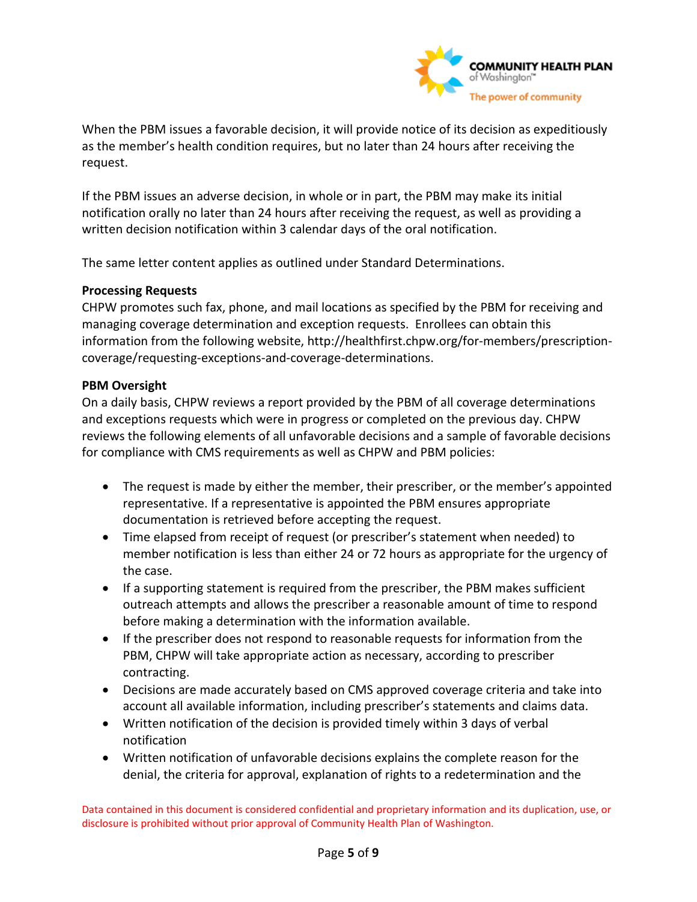When the PBM issues a favorable decision, it will provide notice of its decision as expeditiously as the member's health condition requires, but no later than 24 hours after receiving the request.

If the PBM issues an adverse decision, in whole or in part, the PBM may make its initial notification orally no later than 24 hours after receiving the request, as well as providing a written decision notification within 3 calendar days of the oral notification.

The same letter content applies as outlined under Standard Determinations.

**Processing Requests**
CHPW promotes such fax, phone, and mail locations as specified by the PBM for receiving and managing coverage determination and exception requests. Enrollees can obtain this information from the following website, http://healthfirst.chpw.org/for-members/prescription-coverage/requesting-exceptions-and-coverage-determinations.

**PBM Oversight**
On a daily basis, CHPW reviews a report provided by the PBM of all coverage determinations and exceptions requests which were in progress or completed on the previous day. CHPW reviews the following elements of all unfavorable decisions and a sample of favorable decisions for compliance with CMS requirements as well as CHPW and PBM policies:

- The request is made by either the member, their prescriber, or the member's appointed representative. If a representative is appointed the PBM ensures appropriate documentation is retrieved before accepting the request.
- Time elapsed from receipt of request (or prescriber's statement when needed) to member notification is less than either 24 or 72 hours as appropriate for the urgency of the case.
- If a supporting statement is required from the prescriber, the PBM makes sufficient outreach attempts and allows the prescriber a reasonable amount of time to respond before making a determination with the information available.
- If the prescriber does not respond to reasonable requests for information from the PBM, CHPW will take appropriate action as necessary, according to prescriber contracting.
- Decisions are made accurately based on CMS approved coverage criteria and take into account all available information, including prescriber's statements and claims data.
- Written notification of the decision is provided timely within 3 days of verbal notification
- Written notification of unfavorable decisions explains the complete reason for the denial, the criteria for approval, explanation of rights to a redetermination and the

Data contained in this document is considered confidential and proprietary information and its duplication, use, or disclosure is prohibited without prior approval of Community Health Plan of Washington.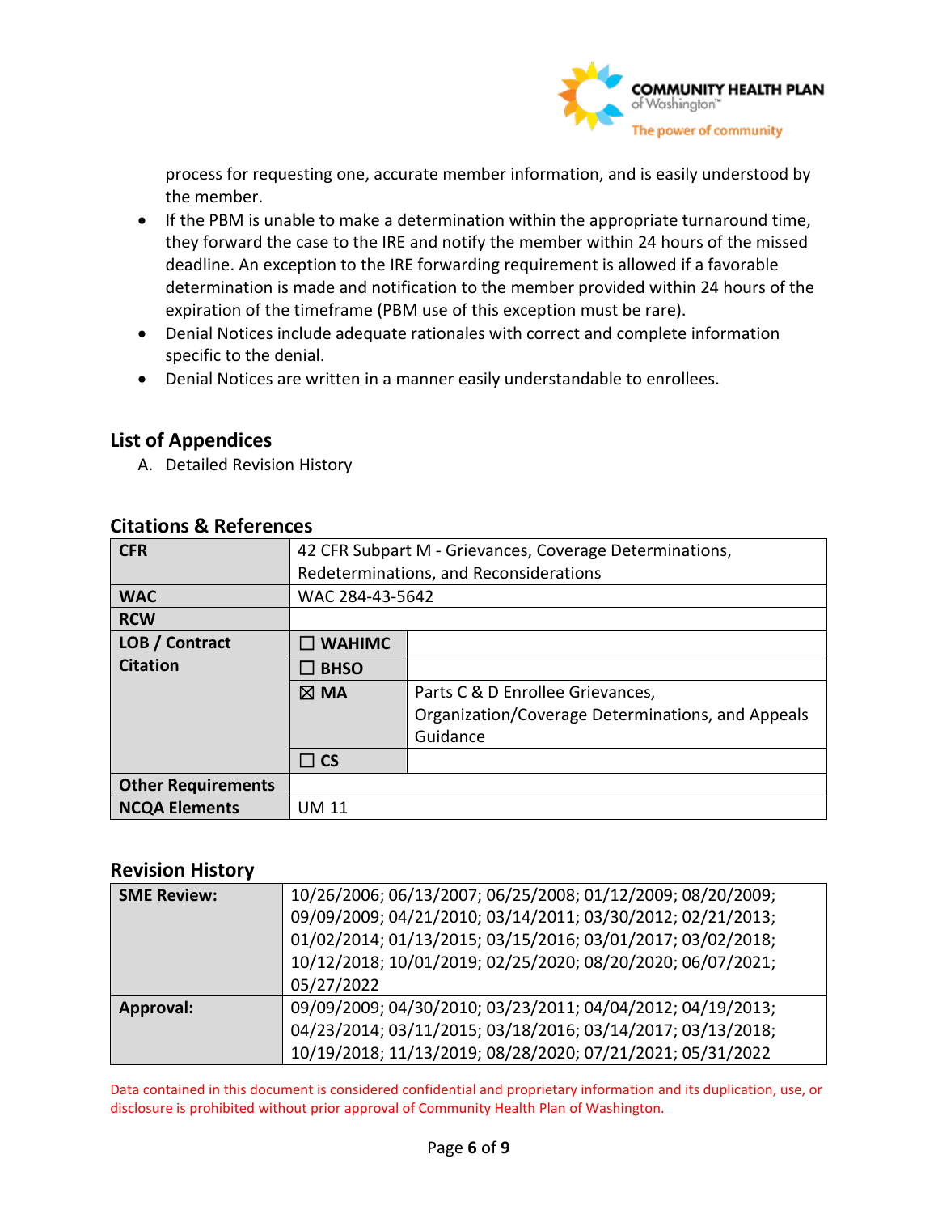process for requesting one, accurate member information, and is easily understood by the member.

- If the PBM is unable to make a determination within the appropriate turnaround time, they forward the case to the IRE and notify the member within 24 hours of the missed deadline. An exception to the IRE forwarding requirement is allowed if a favorable determination is made and notification to the member provided within 24 hours of the expiration of the timeframe (PBM use of this exception must be rare).
- Denial Notices include adequate rationales with correct and complete information specific to the denial.
- Denial Notices are written in a manner easily understandable to enrollees.

## List of Appendices

A. Detailed Revision History

## Citations & References

| | | |
|---|---|---|
| **CFR** | 42 CFR Subpart M - Grievances, Coverage Determinations, Redeterminations, and Reconsiderations | |
| **WAC** | WAC 284-43-5642 | |
| **RCW** | | |
| **LOB / Contract Citation** | ☐ **WAHIMC** | |
| | ☐ **BHSO** | |
| | ☒ **MA** | Parts C & D Enrollee Grievances, Organization/Coverage Determinations, and Appeals Guidance |
| | ☐ **CS** | |
| **Other Requirements** | | |
| **NCQA Elements** | UM 11 | |

## Revision History

| | |
|---|---|
| **SME Review:** | 10/26/2006; 06/13/2007; 06/25/2008; 01/12/2009; 08/20/2009; 09/09/2009; 04/21/2010; 03/14/2011; 03/30/2012; 02/21/2013; 01/02/2014; 01/13/2015; 03/15/2016; 03/01/2017; 03/02/2018; 10/12/2018; 10/01/2019; 02/25/2020; 08/20/2020; 06/07/2021; 05/27/2022 |
| **Approval:** | 09/09/2009; 04/30/2010; 03/23/2011; 04/04/2012; 04/19/2013; 04/23/2014; 03/11/2015; 03/18/2016; 03/14/2017; 03/13/2018; 10/19/2018; 11/13/2019; 08/28/2020; 07/21/2021; 05/31/2022 |

Data contained in this document is considered confidential and proprietary information and its duplication, use, or disclosure is prohibited without prior approval of Community Health Plan of Washington.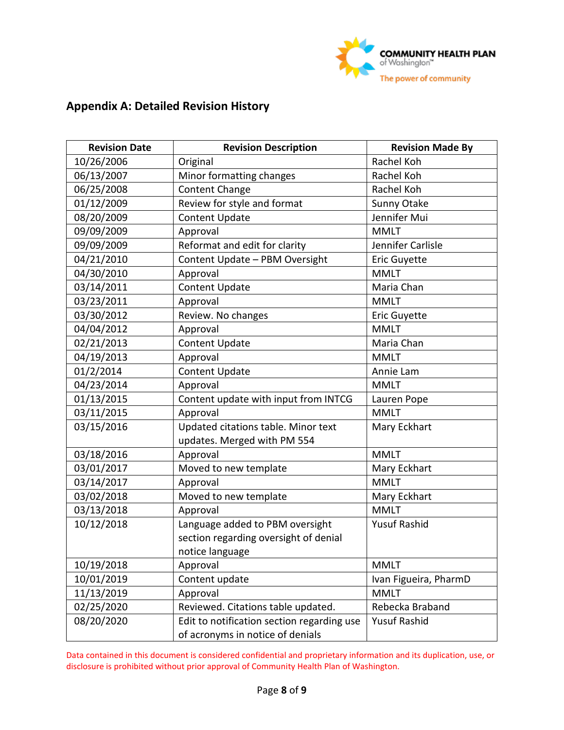## Appendix A: Detailed Revision History

| Revision Date | Revision Description | Revision Made By |
|---|---|---|
| 10/26/2006 | Original | Rachel Koh |
| 06/13/2007 | Minor formatting changes | Rachel Koh |
| 06/25/2008 | Content Change | Rachel Koh |
| 01/12/2009 | Review for style and format | Sunny Otake |
| 08/20/2009 | Content Update | Jennifer Mui |
| 09/09/2009 | Approval | MMLT |
| 09/09/2009 | Reformat and edit for clarity | Jennifer Carlisle |
| 04/21/2010 | Content Update – PBM Oversight | Eric Guyette |
| 04/30/2010 | Approval | MMLT |
| 03/14/2011 | Content Update | Maria Chan |
| 03/23/2011 | Approval | MMLT |
| 03/30/2012 | Review. No changes | Eric Guyette |
| 04/04/2012 | Approval | MMLT |
| 02/21/2013 | Content Update | Maria Chan |
| 04/19/2013 | Approval | MMLT |
| 01/2/2014 | Content Update | Annie Lam |
| 04/23/2014 | Approval | MMLT |
| 01/13/2015 | Content update with input from INTCG | Lauren Pope |
| 03/11/2015 | Approval | MMLT |
| 03/15/2016 | Updated citations table. Minor text updates. Merged with PM 554 | Mary Eckhart |
| 03/18/2016 | Approval | MMLT |
| 03/01/2017 | Moved to new template | Mary Eckhart |
| 03/14/2017 | Approval | MMLT |
| 03/02/2018 | Moved to new template | Mary Eckhart |
| 03/13/2018 | Approval | MMLT |
| 10/12/2018 | Language added to PBM oversight section regarding oversight of denial notice language | Yusuf Rashid |
| 10/19/2018 | Approval | MMLT |
| 10/01/2019 | Content update | Ivan Figueira, PharmD |
| 11/13/2019 | Approval | MMLT |
| 02/25/2020 | Reviewed. Citations table updated. | Rebecka Braband |
| 08/20/2020 | Edit to notification section regarding use of acronyms in notice of denials | Yusuf Rashid |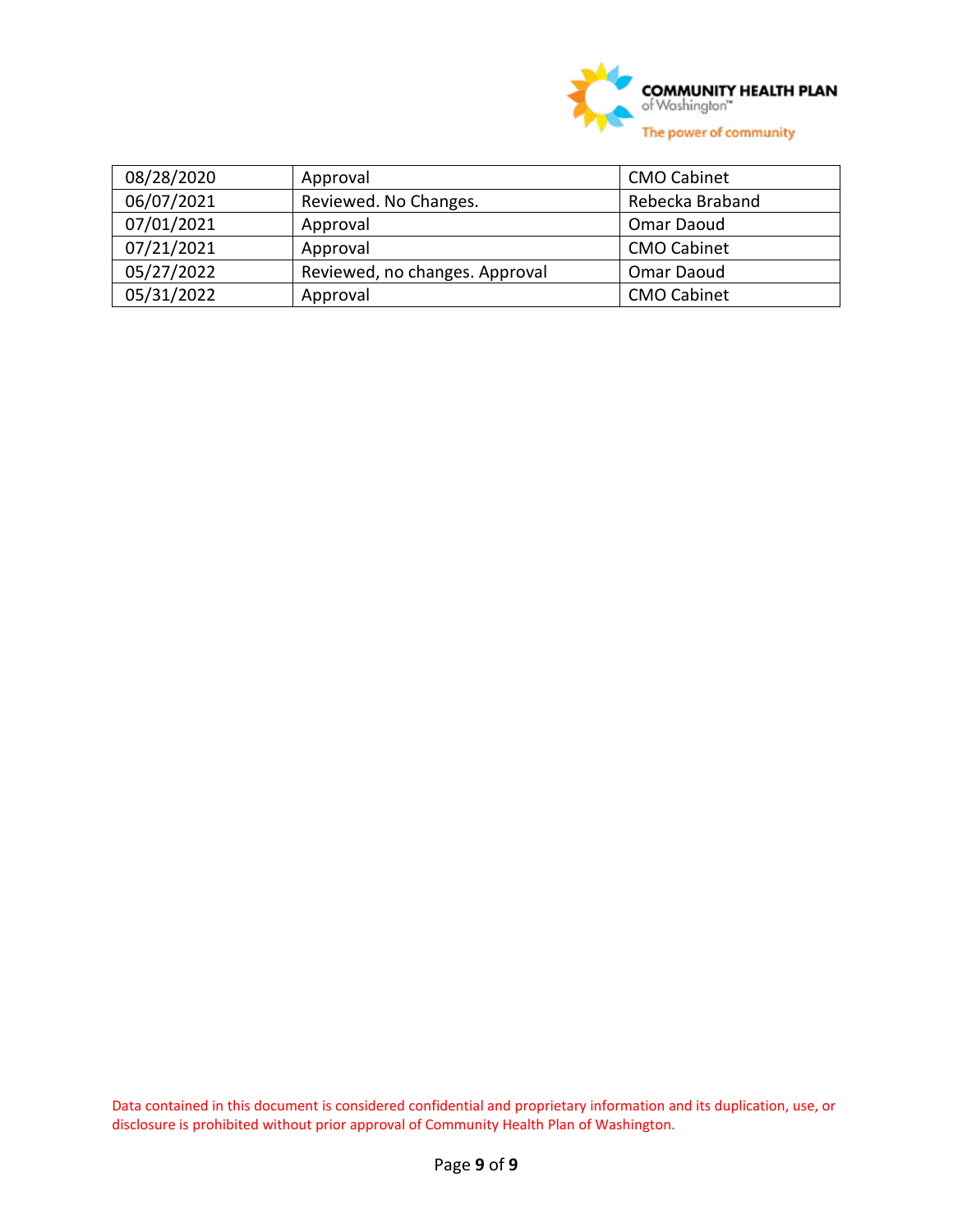| | | |
|---|---|---|
| 08/28/2020 | Approval | CMO Cabinet |
| 06/07/2021 | Reviewed. No Changes. | Rebecka Braband |
| 07/01/2021 | Approval | Omar Daoud |
| 07/21/2021 | Approval | CMO Cabinet |
| 05/27/2022 | Reviewed, no changes. Approval | Omar Daoud |
| 05/31/2022 | Approval | CMO Cabinet |